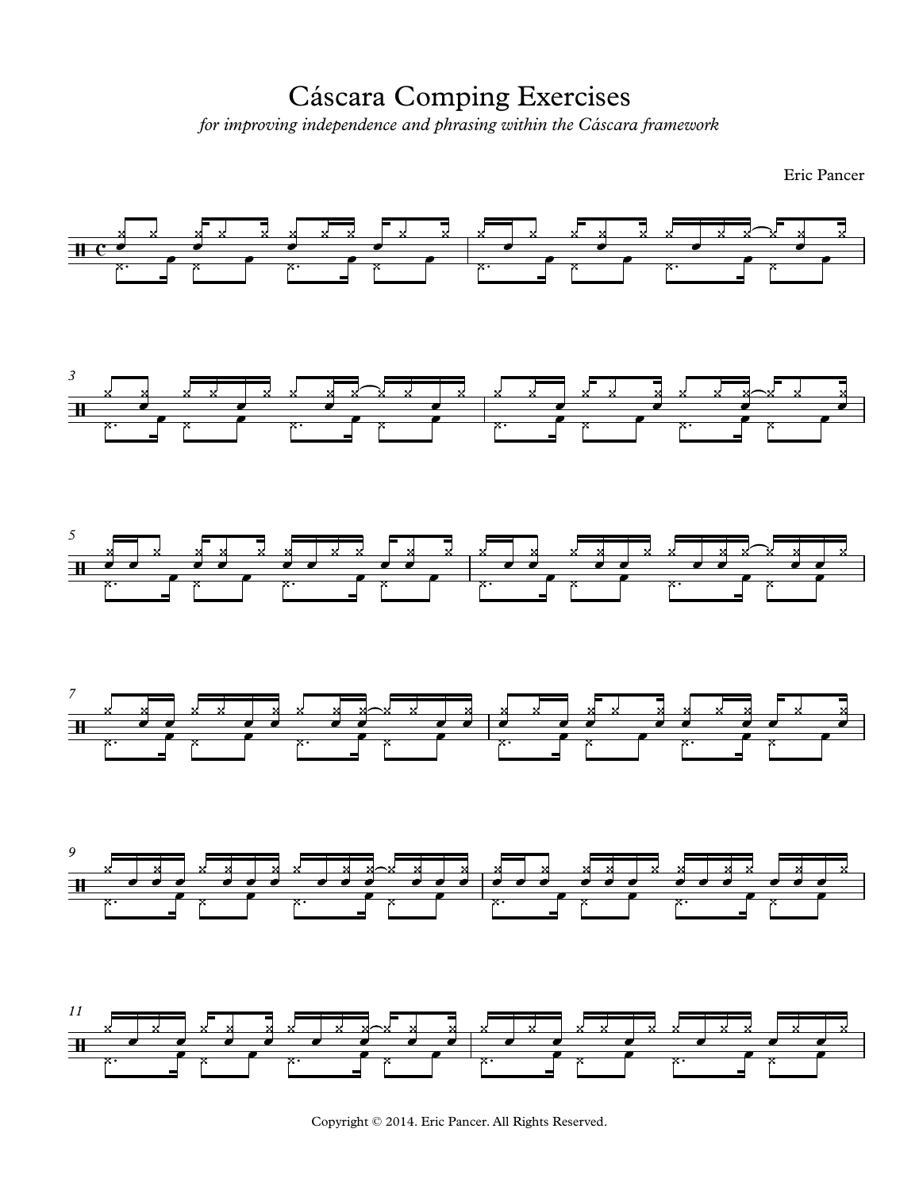# Cáscara Comping Exercises

*for improving independence and phrasing within the Cáscara framework*

Eric Pancer

Copyright © 2014. Eric Pancer. All Rights Reserved.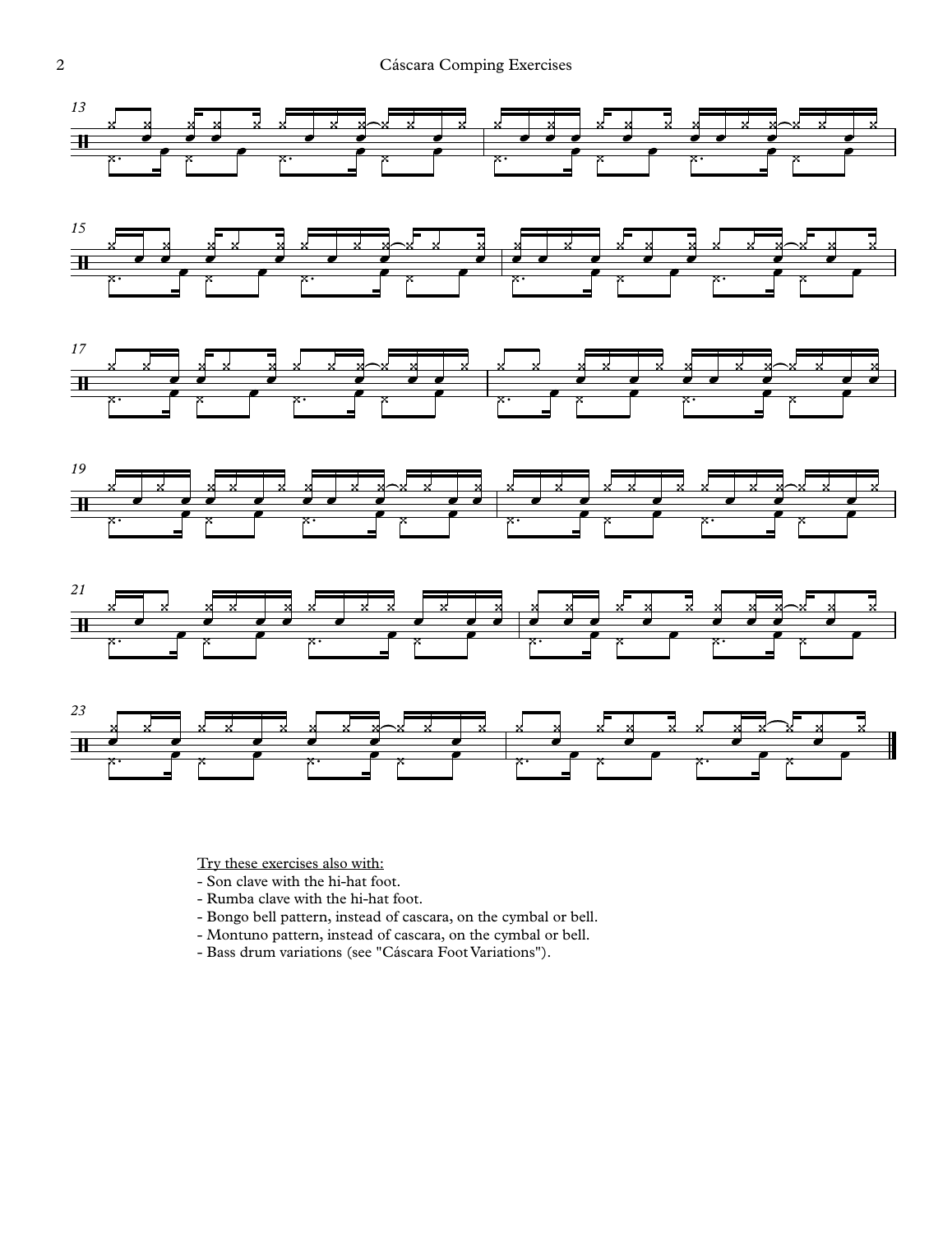Try these exercises also with:

- Son clave with the hi-hat foot.
- Rumba clave with the hi-hat foot.
- Bongo bell pattern, instead of cascara, on the cymbal or bell.
- Montuno pattern, instead of cascara, on the cymbal or bell.
- Bass drum variations (see "Cáscara Foot Variations").